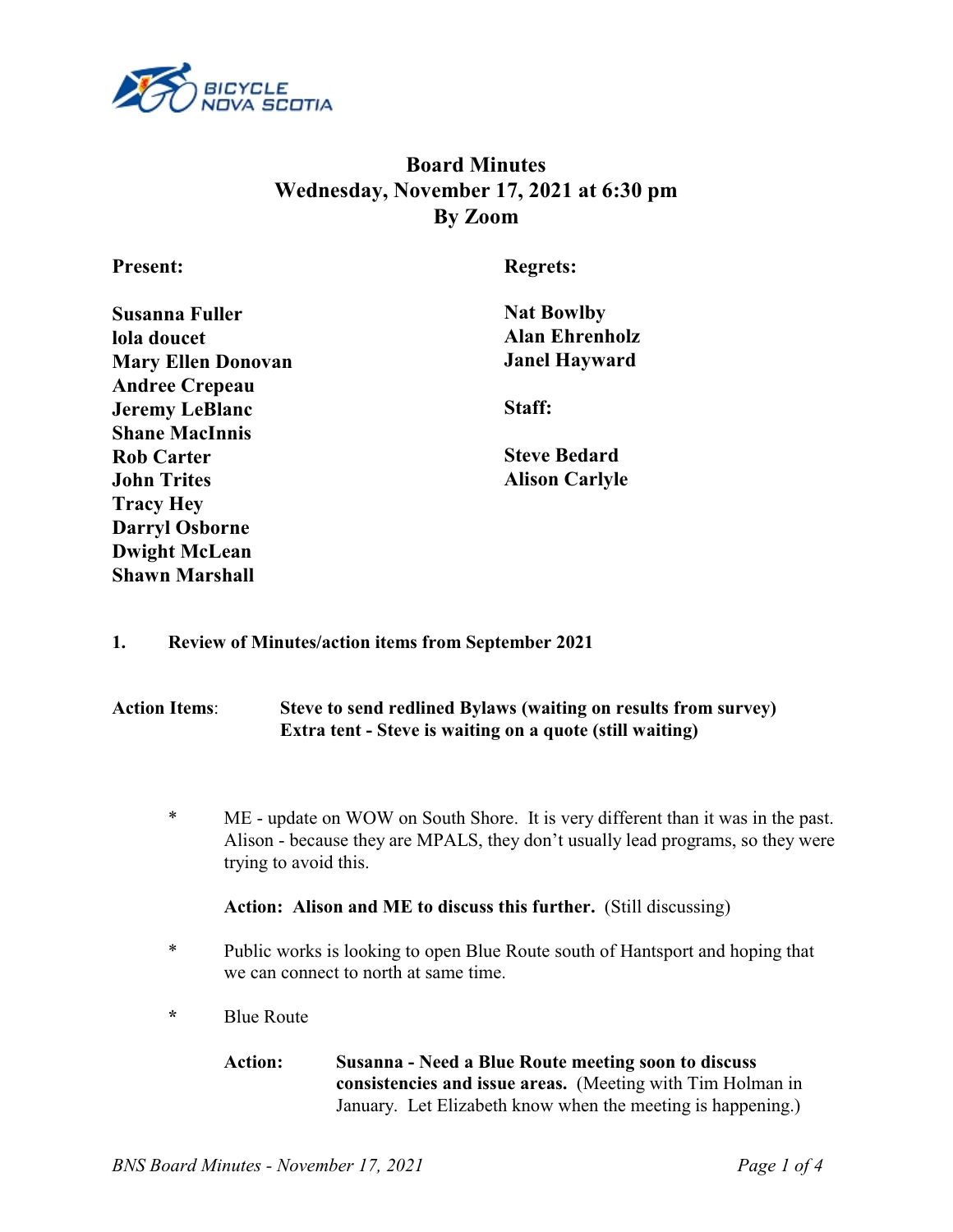# Board Minutes
## Wednesday, November 17, 2021 at 6:30 pm
## By Zoom

**Present:**

**Susanna Fuller**
**lola doucet**
**Mary Ellen Donovan**
**Andree Crepeau**
**Jeremy LeBlanc**
**Shane MacInnis**
**Rob Carter**
**John Trites**
**Tracy Hey**
**Darryl Osborne**
**Dwight McLean**
**Shawn Marshall**

**Regrets:**

**Nat Bowlby**
**Alan Ehrenholz**
**Janel Hayward**

**Staff:**

**Steve Bedard**
**Alison Carlyle**

**1. Review of Minutes/action items from September 2021**

**Action Items**: **Steve to send redlined Bylaws (waiting on results from survey)**
**Extra tent - Steve is waiting on a quote (still waiting)**

* ME - update on WOW on South Shore. It is very different than it was in the past. Alison - because they are MPALS, they don't usually lead programs, so they were trying to avoid this.

  **Action: Alison and ME to discuss this further.** (Still discussing)

* Public works is looking to open Blue Route south of Hantsport and hoping that we can connect to north at same time.

* Blue Route

  **Action:** **Susanna - Need a Blue Route meeting soon to discuss consistencies and issue areas.** (Meeting with Tim Holman in January. Let Elizabeth know when the meeting is happening.)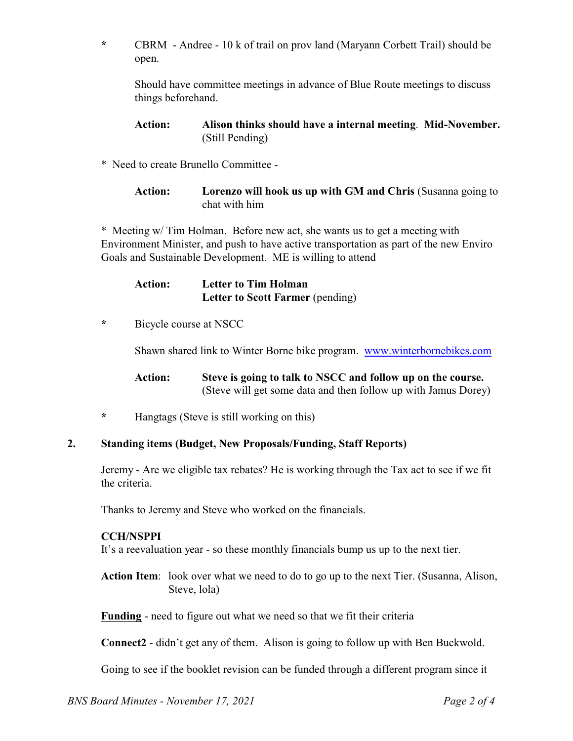* CBRM - Andree - 10 k of trail on prov land (Maryann Corbett Trail) should be open.

  Should have committee meetings in advance of Blue Route meetings to discuss things beforehand.

  **Action:** **Alison thinks should have a internal meeting**. **Mid-November.** (Still Pending)

* Need to create Brunello Committee -

  **Action:** **Lorenzo will hook us up with GM and Chris** (Susanna going to chat with him

* Meeting w/ Tim Holman. Before new act, she wants us to get a meeting with Environment Minister, and push to have active transportation as part of the new Enviro Goals and Sustainable Development. ME is willing to attend

  **Action:** **Letter to Tim Holman**
  **Letter to Scott Farmer** (pending)

* Bicycle course at NSCC

  Shawn shared link to Winter Borne bike program. [www.winterbornebikes.com](www.winterbornebikes.com)

  **Action:** **Steve is going to talk to NSCC and follow up on the course.** (Steve will get some data and then follow up with Jamus Dorey)

* Hangtags (Steve is still working on this)

## 2. Standing items (Budget, New Proposals/Funding, Staff Reports)

Jeremy - Are we eligible tax rebates? He is working through the Tax act to see if we fit the criteria.

Thanks to Jeremy and Steve who worked on the financials.

**CCH/NSPPI**
It's a reevaluation year - so these monthly financials bump us up to the next tier.

**Action Item**: look over what we need to do to go up to the next Tier. (Susanna, Alison, Steve, lola)

**<u>Funding</u>** - need to figure out what we need so that we fit their criteria

**Connect2** - didn't get any of them. Alison is going to follow up with Ben Buckwold.

Going to see if the booklet revision can be funded through a different program since it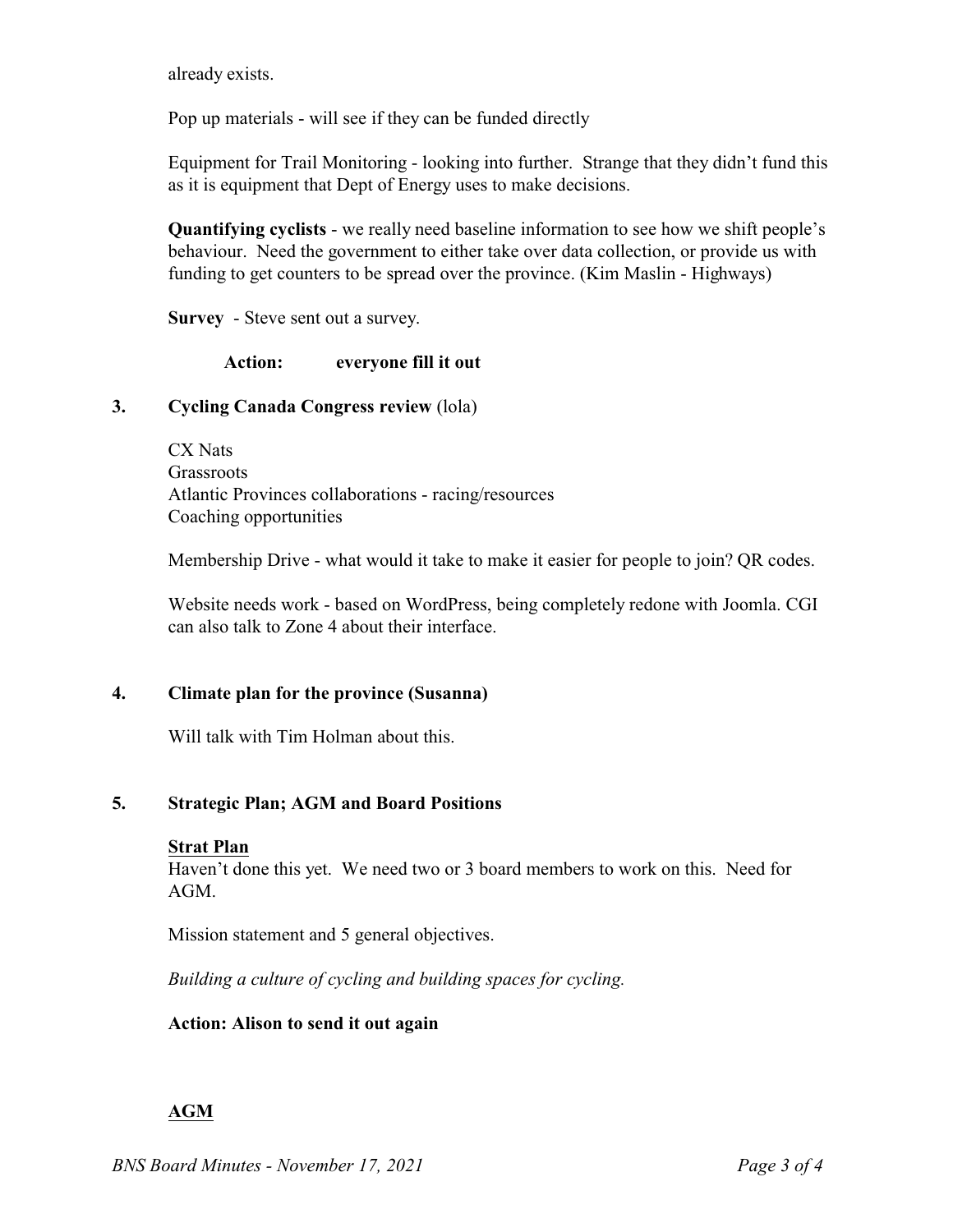already exists.

Pop up materials - will see if they can be funded directly

Equipment for Trail Monitoring - looking into further. Strange that they didn't fund this as it is equipment that Dept of Energy uses to make decisions.

**Quantifying cyclists** - we really need baseline information to see how we shift people's behaviour. Need the government to either take over data collection, or provide us with funding to get counters to be spread over the province. (Kim Maslin - Highways)

**Survey** - Steve sent out a survey.

**Action: everyone fill it out**

## 3. Cycling Canada Congress review (lola)

CX Nats  
Grassroots  
Atlantic Provinces collaborations - racing/resources  
Coaching opportunities

Membership Drive - what would it take to make it easier for people to join? QR codes.

Website needs work - based on WordPress, being completely redone with Joomla. CGI can also talk to Zone 4 about their interface.

## 4. Climate plan for the province (Susanna)

Will talk with Tim Holman about this.

## 5. Strategic Plan; AGM and Board Positions

### Strat Plan

Haven't done this yet. We need two or 3 board members to work on this. Need for AGM.

Mission statement and 5 general objectives.

*Building a culture of cycling and building spaces for cycling.*

**Action: Alison to send it out again**

### AGM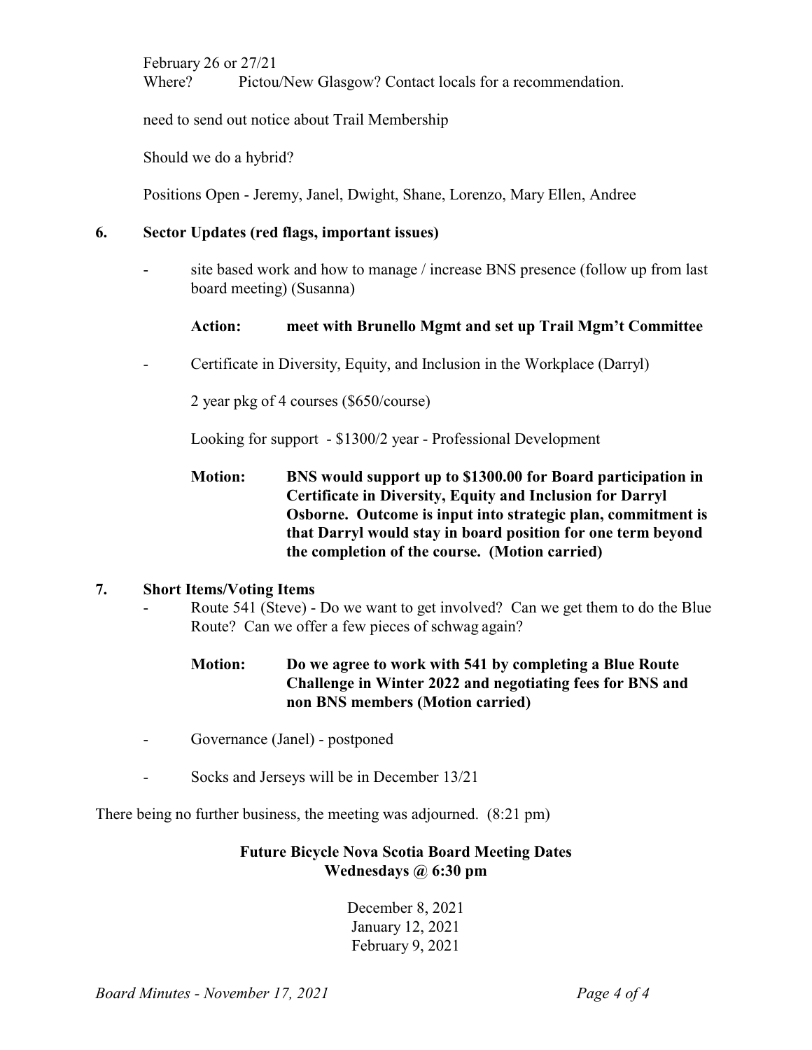February 26 or 27/21
Where? Pictou/New Glasgow? Contact locals for a recommendation.

need to send out notice about Trail Membership

Should we do a hybrid?

Positions Open - Jeremy, Janel, Dwight, Shane, Lorenzo, Mary Ellen, Andree

## 6. Sector Updates (red flags, important issues)

- site based work and how to manage / increase BNS presence (follow up from last board meeting) (Susanna)

  **Action: meet with Brunello Mgmt and set up Trail Mgm't Committee**

- Certificate in Diversity, Equity, and Inclusion in the Workplace (Darryl)

  2 year pkg of 4 courses ($650/course)

  Looking for support - $1300/2 year - Professional Development

  **Motion: BNS would support up to $1300.00 for Board participation in Certificate in Diversity, Equity and Inclusion for Darryl Osborne. Outcome is input into strategic plan, commitment is that Darryl would stay in board position for one term beyond the completion of the course. (Motion carried)**

## 7. Short Items/Voting Items

- Route 541 (Steve) - Do we want to get involved? Can we get them to do the Blue Route? Can we offer a few pieces of schwag again?

  **Motion: Do we agree to work with 541 by completing a Blue Route Challenge in Winter 2022 and negotiating fees for BNS and non BNS members (Motion carried)**

- Governance (Janel) - postponed

- Socks and Jerseys will be in December 13/21

There being no further business, the meeting was adjourned. (8:21 pm)

**Future Bicycle Nova Scotia Board Meeting Dates**
**Wednesdays @ 6:30 pm**

December 8, 2021
January 12, 2021
February 9, 2021